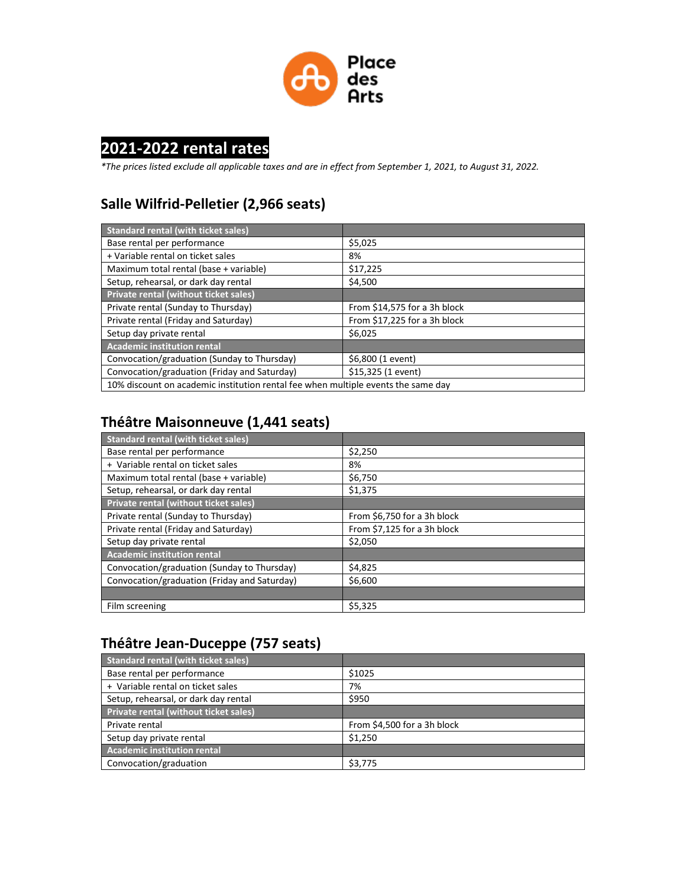Place des Arts

# 2021-2022 rental rates

*\*The prices listed exclude all applicable taxes and are in effect from September 1, 2021, to August 31, 2022.*

## Salle Wilfrid-Pelletier (2,966 seats)

| Standard rental (with ticket sales) | |
|---|---|
| Base rental per performance | $5,025 |
| + Variable rental on ticket sales | 8% |
| Maximum total rental (base + variable) | $17,225 |
| Setup, rehearsal, or dark day rental | $4,500 |
| **Private rental (without ticket sales)** | |
| Private rental (Sunday to Thursday) | From $14,575 for a 3h block |
| Private rental (Friday and Saturday) | From $17,225 for a 3h block |
| Setup day private rental | $6,025 |
| **Academic institution rental** | |
| Convocation/graduation (Sunday to Thursday) | $6,800 (1 event) |
| Convocation/graduation (Friday and Saturday) | $15,325 (1 event) |
| 10% discount on academic institution rental fee when multiple events the same day | |

## Théâtre Maisonneuve (1,441 seats)

| Standard rental (with ticket sales) | |
|---|---|
| Base rental per performance | $2,250 |
| + Variable rental on ticket sales | 8% |
| Maximum total rental (base + variable) | $6,750 |
| Setup, rehearsal, or dark day rental | $1,375 |
| **Private rental (without ticket sales)** | |
| Private rental (Sunday to Thursday) | From $6,750 for a 3h block |
| Private rental (Friday and Saturday) | From $7,125 for a 3h block |
| Setup day private rental | $2,050 |
| **Academic institution rental** | |
| Convocation/graduation (Sunday to Thursday) | $4,825 |
| Convocation/graduation (Friday and Saturday) | $6,600 |
| | |
| Film screening | $5,325 |

## Théâtre Jean-Duceppe (757 seats)

| Standard rental (with ticket sales) | |
|---|---|
| Base rental per performance | $1025 |
| + Variable rental on ticket sales | 7% |
| Setup, rehearsal, or dark day rental | $950 |
| **Private rental (without ticket sales)** | |
| Private rental | From $4,500 for a 3h block |
| Setup day private rental | $1,250 |
| **Academic institution rental** | |
| Convocation/graduation | $3,775 |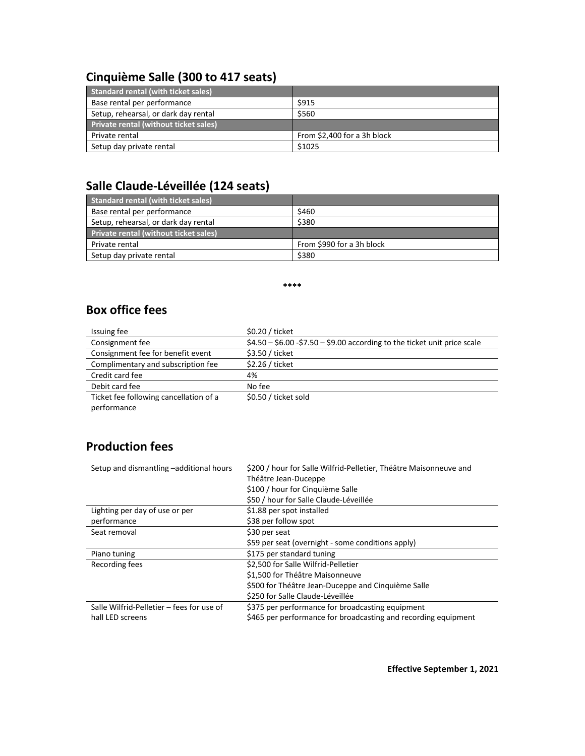## Cinquième Salle (300 to 417 seats)

| Standard rental (with ticket sales) | |
|---|---|
| Base rental per performance | $915 |
| Setup, rehearsal, or dark day rental | $560 |
| **Private rental (without ticket sales)** | |
| Private rental | From $2,400 for a 3h block |
| Setup day private rental | $1025 |

## Salle Claude-Léveillée (124 seats)

| Standard rental (with ticket sales) | |
|---|---|
| Base rental per performance | $460 |
| Setup, rehearsal, or dark day rental | $380 |
| **Private rental (without ticket sales)** | |
| Private rental | From $990 for a 3h block |
| Setup day private rental | $380 |

****

## Box office fees

| | |
|---|---|
| Issuing fee | $0.20 / ticket |
| Consignment fee | $4.50 – $6.00 -$7.50 – $9.00 according to the ticket unit price scale |
| Consignment fee for benefit event | $3.50 / ticket |
| Complimentary and subscription fee | $2.26 / ticket |
| Credit card fee | 4% |
| Debit card fee | No fee |
| Ticket fee following cancellation of a performance | $0.50 / ticket sold |

## Production fees

| | |
|---|---|
| Setup and dismantling –additional hours | $200 / hour for Salle Wilfrid-Pelletier, Théâtre Maisonneuve and Théâtre Jean-Duceppe<br>$100 / hour for Cinquième Salle<br>$50 / hour for Salle Claude-Léveillée |
| Lighting per day of use or per performance | $1.88 per spot installed<br>$38 per follow spot |
| Seat removal | $30 per seat<br>$59 per seat (overnight - some conditions apply) |
| Piano tuning | $175 per standard tuning |
| Recording fees | $2,500 for Salle Wilfrid-Pelletier<br>$1,500 for Théâtre Maisonneuve<br>$500 for Théâtre Jean-Duceppe and Cinquième Salle<br>$250 for Salle Claude-Léveillée |
| Salle Wilfrid-Pelletier – fees for use of hall LED screens | $375 per performance for broadcasting equipment<br>$465 per performance for broadcasting and recording equipment |

**Effective September 1, 2021**